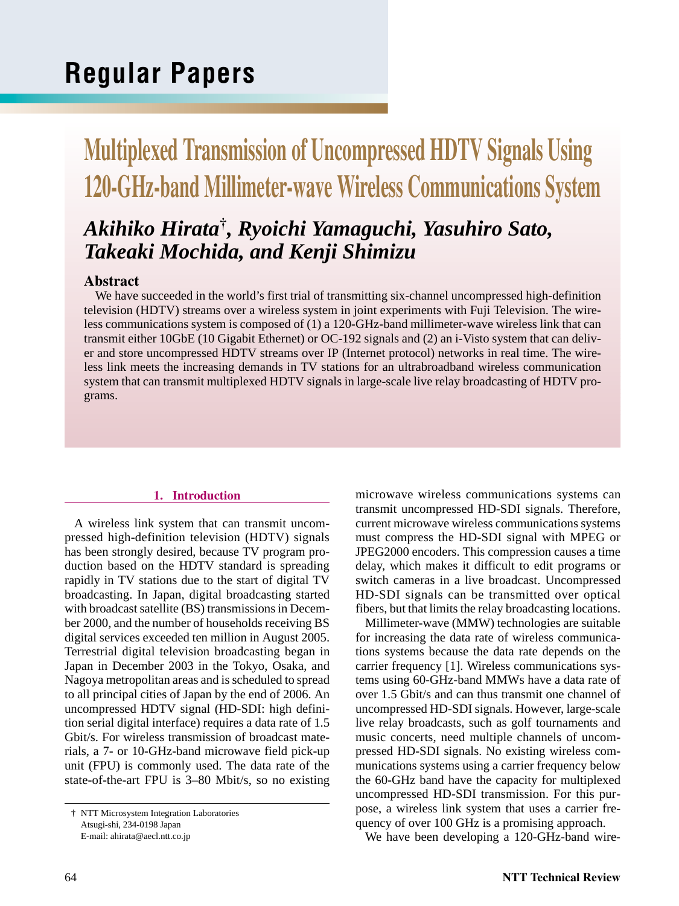# Regular Papers

## Multiplexed Transmission of Uncompressed HDTV Signals Using 120-GHz-band Millimeter-wave Wireless Communications System

***Akihiko Hirata†, Ryoichi Yamaguchi, Yasuhiro Sato, Takeaki Mochida, and Kenji Shimizu***

### Abstract

We have succeeded in the world's first trial of transmitting six-channel uncompressed high-definition television (HDTV) streams over a wireless system in joint experiments with Fuji Television. The wireless communications system is composed of (1) a 120-GHz-band millimeter-wave wireless link that can transmit either 10GbE (10 Gigabit Ethernet) or OC-192 signals and (2) an i-Visto system that can deliver and store uncompressed HDTV streams over IP (Internet protocol) networks in real time. The wireless link meets the increasing demands in TV stations for an ultrabroadband wireless communication system that can transmit multiplexed HDTV signals in large-scale live relay broadcasting of HDTV programs.

### 1. Introduction

A wireless link system that can transmit uncompressed high-definition television (HDTV) signals has been strongly desired, because TV program production based on the HDTV standard is spreading rapidly in TV stations due to the start of digital TV broadcasting. In Japan, digital broadcasting started with broadcast satellite (BS) transmissions in December 2000, and the number of households receiving BS digital services exceeded ten million in August 2005. Terrestrial digital television broadcasting began in Japan in December 2003 in the Tokyo, Osaka, and Nagoya metropolitan areas and is scheduled to spread to all principal cities of Japan by the end of 2006. An uncompressed HDTV signal (HD-SDI: high definition serial digital interface) requires a data rate of 1.5 Gbit/s. For wireless transmission of broadcast materials, a 7- or 10-GHz-band microwave field pick-up unit (FPU) is commonly used. The data rate of the state-of-the-art FPU is 3–80 Mbit/s, so no existing microwave wireless communications systems can transmit uncompressed HD-SDI signals. Therefore, current microwave wireless communications systems must compress the HD-SDI signal with MPEG or JPEG2000 encoders. This compression causes a time delay, which makes it difficult to edit programs or switch cameras in a live broadcast. Uncompressed HD-SDI signals can be transmitted over optical fibers, but that limits the relay broadcasting locations.

Millimeter-wave (MMW) technologies are suitable for increasing the data rate of wireless communications systems because the data rate depends on the carrier frequency [1]. Wireless communications systems using 60-GHz-band MMWs have a data rate of over 1.5 Gbit/s and can thus transmit one channel of uncompressed HD-SDI signals. However, large-scale live relay broadcasts, such as golf tournaments and music concerts, need multiple channels of uncompressed HD-SDI signals. No existing wireless communications systems using a carrier frequency below the 60-GHz band have the capacity for multiplexed uncompressed HD-SDI transmission. For this purpose, a wireless link system that uses a carrier frequency of over 100 GHz is a promising approach.

We have been developing a 120-GHz-band wire-

† NTT Microsystem Integration Laboratories
Atsugi-shi, 234-0198 Japan
E-mail: ahirata@aecl.ntt.co.jp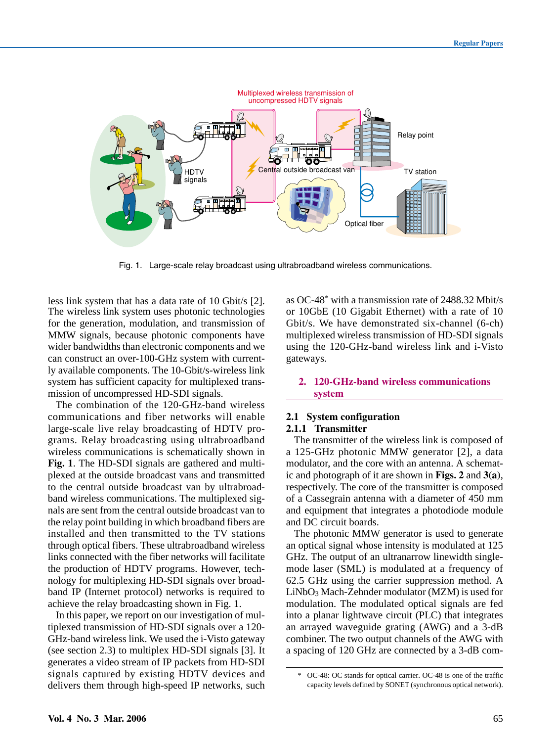Fig. 1. Large-scale relay broadcast using ultrabroadband wireless communications.

less link system that has a data rate of 10 Gbit/s [2]. The wireless link system uses photonic technologies for the generation, modulation, and transmission of MMW signals, because photonic components have wider bandwidths than electronic components and we can construct an over-100-GHz system with currently available components. The 10-Gbit/s-wireless link system has sufficient capacity for multiplexed transmission of uncompressed HD-SDI signals.

The combination of the 120-GHz-band wireless communications and fiber networks will enable large-scale live relay broadcasting of HDTV programs. Relay broadcasting using ultrabroadband wireless communications is schematically shown in **Fig. 1**. The HD-SDI signals are gathered and multiplexed at the outside broadcast vans and transmitted to the central outside broadcast van by ultrabroadband wireless communications. The multiplexed signals are sent from the central outside broadcast van to the relay point building in which broadband fibers are installed and then transmitted to the TV stations through optical fibers. These ultrabroadband wireless links connected with the fiber networks will facilitate the production of HDTV programs. However, technology for multiplexing HD-SDI signals over broadband IP (Internet protocol) networks is required to achieve the relay broadcasting shown in Fig. 1.

In this paper, we report on our investigation of multiplexed transmission of HD-SDI signals over a 120-GHz-band wireless link. We used the i-Visto gateway (see section 2.3) to multiplex HD-SDI signals [3]. It generates a video stream of IP packets from HD-SDI signals captured by existing HDTV devices and delivers them through high-speed IP networks, such as OC-48* with a transmission rate of 2488.32 Mbit/s or 10GbE (10 Gigabit Ethernet) with a rate of 10 Gbit/s. We have demonstrated six-channel (6-ch) multiplexed wireless transmission of HD-SDI signals using the 120-GHz-band wireless link and i-Visto gateways.

## 2. 120-GHz-band wireless communications system

### 2.1 System configuration

#### 2.1.1 Transmitter

The transmitter of the wireless link is composed of a 125-GHz photonic MMW generator [2], a data modulator, and the core with an antenna. A schematic and photograph of it are shown in **Figs. 2** and **3(a)**, respectively. The core of the transmitter is composed of a Cassegrain antenna with a diameter of 450 mm and equipment that integrates a photodiode module and DC circuit boards.

The photonic MMW generator is used to generate an optical signal whose intensity is modulated at 125 GHz. The output of an ultranarrow linewidth single-mode laser (SML) is modulated at a frequency of 62.5 GHz using the carrier suppression method. A $LiNbO_3$ Mach-Zehnder modulator (MZM) is used for modulation. The modulated optical signals are fed into a planar lightwave circuit (PLC) that integrates an arrayed waveguide grating (AWG) and a 3-dB combiner. The two output channels of the AWG with a spacing of 120 GHz are connected by a 3-dB com-

\* OC-48: OC stands for optical carrier. OC-48 is one of the traffic capacity levels defined by SONET (synchronous optical network).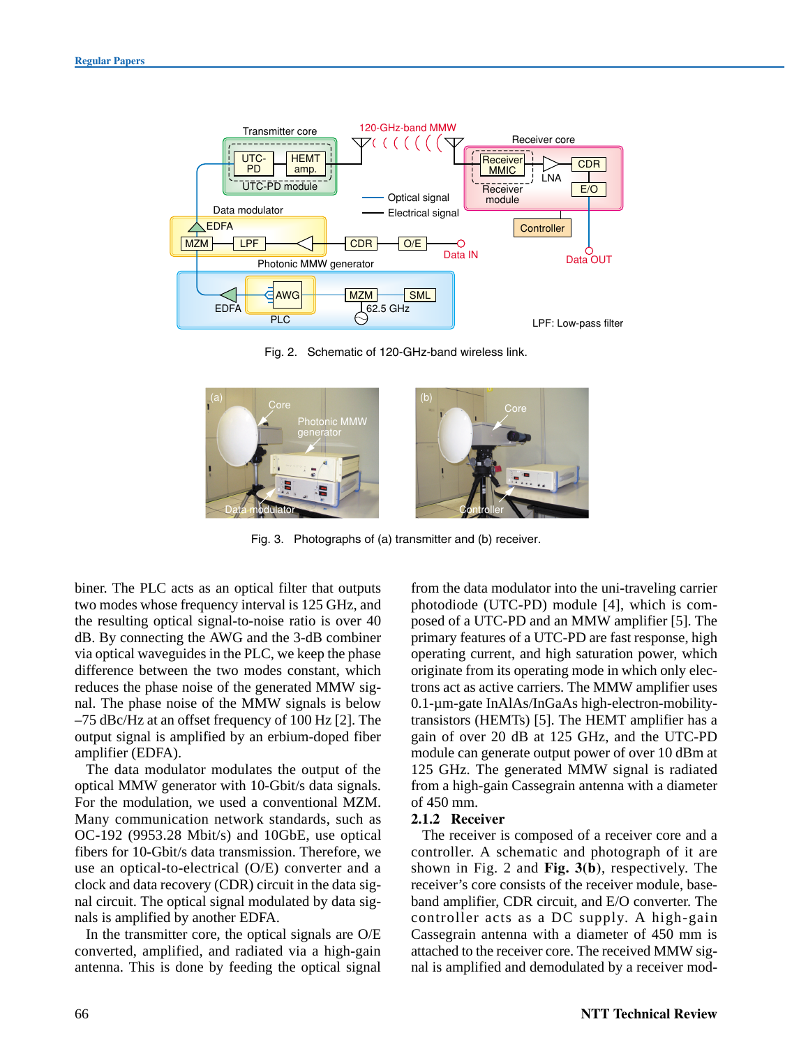Fig. 2. Schematic of 120-GHz-band wireless link.

Fig. 3. Photographs of (a) transmitter and (b) receiver.

biner. The PLC acts as an optical filter that outputs two modes whose frequency interval is 125 GHz, and the resulting optical signal-to-noise ratio is over 40 dB. By connecting the AWG and the 3-dB combiner via optical waveguides in the PLC, we keep the phase difference between the two modes constant, which reduces the phase noise of the generated MMW signal. The phase noise of the MMW signals is below –75 dBc/Hz at an offset frequency of 100 Hz [2]. The output signal is amplified by an erbium-doped fiber amplifier (EDFA).

The data modulator modulates the output of the optical MMW generator with 10-Gbit/s data signals. For the modulation, we used a conventional MZM. Many communication network standards, such as OC-192 (9953.28 Mbit/s) and 10GbE, use optical fibers for 10-Gbit/s data transmission. Therefore, we use an optical-to-electrical (O/E) converter and a clock and data recovery (CDR) circuit in the data signal circuit. The optical signal modulated by data signals is amplified by another EDFA.

In the transmitter core, the optical signals are O/E converted, amplified, and radiated via a high-gain antenna. This is done by feeding the optical signal from the data modulator into the uni-traveling carrier photodiode (UTC-PD) module [4], which is composed of a UTC-PD and an MMW amplifier [5]. The primary features of a UTC-PD are fast response, high operating current, and high saturation power, which originate from its operating mode in which only electrons act as active carriers. The MMW amplifier uses 0.1-μm-gate InAlAs/InGaAs high-electron-mobility-transistors (HEMTs) [5]. The HEMT amplifier has a gain of over 20 dB at 125 GHz, and the UTC-PD module can generate output power of over 10 dBm at 125 GHz. The generated MMW signal is radiated from a high-gain Cassegrain antenna with a diameter of 450 mm.

### 2.1.2 Receiver

The receiver is composed of a receiver core and a controller. A schematic and photograph of it are shown in Fig. 2 and **Fig. 3(b)**, respectively. The receiver's core consists of the receiver module, baseband amplifier, CDR circuit, and E/O converter. The controller acts as a DC supply. A high-gain Cassegrain antenna with a diameter of 450 mm is attached to the receiver core. The received MMW signal is amplified and demodulated by a receiver mod-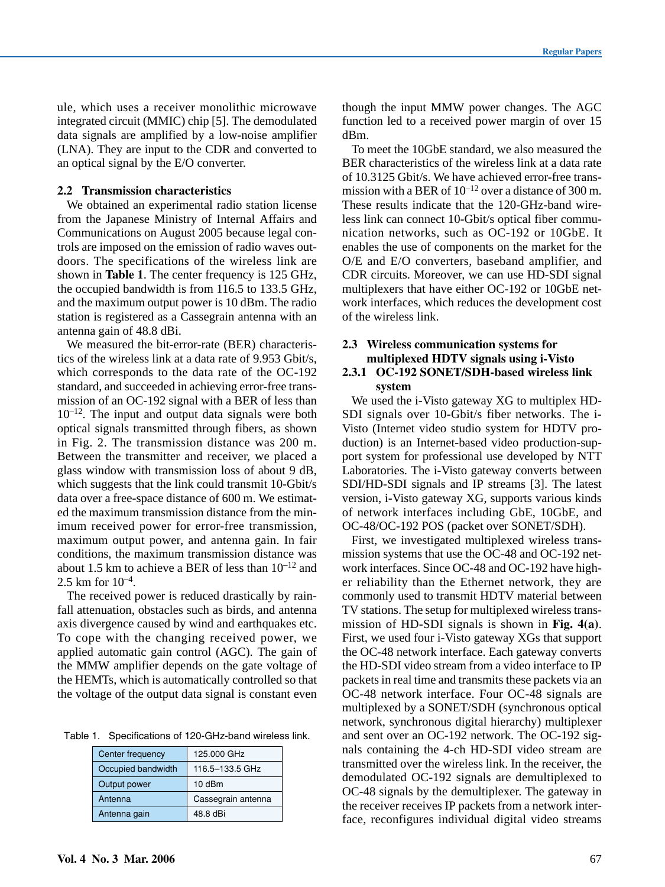ule, which uses a receiver monolithic microwave integrated circuit (MMIC) chip [5]. The demodulated data signals are amplified by a low-noise amplifier (LNA). They are input to the CDR and converted to an optical signal by the E/O converter.

### 2.2 Transmission characteristics

We obtained an experimental radio station license from the Japanese Ministry of Internal Affairs and Communications on August 2005 because legal controls are imposed on the emission of radio waves outdoors. The specifications of the wireless link are shown in **Table 1**. The center frequency is 125 GHz, the occupied bandwidth is from 116.5 to 133.5 GHz, and the maximum output power is 10 dBm. The radio station is registered as a Cassegrain antenna with an antenna gain of 48.8 dBi.

We measured the bit-error-rate (BER) characteristics of the wireless link at a data rate of 9.953 Gbit/s, which corresponds to the data rate of the OC-192 standard, and succeeded in achieving error-free transmission of an OC-192 signal with a BER of less than $10^{-12}$. The input and output data signals were both optical signals transmitted through fibers, as shown in Fig. 2. The transmission distance was 200 m. Between the transmitter and receiver, we placed a glass window with transmission loss of about 9 dB, which suggests that the link could transmit 10-Gbit/s data over a free-space distance of 600 m. We estimated the maximum transmission distance from the minimum received power for error-free transmission, maximum output power, and antenna gain. In fair conditions, the maximum transmission distance was about 1.5 km to achieve a BER of less than $10^{-12}$ and 2.5 km for $10^{-4}$.

The received power is reduced drastically by rainfall attenuation, obstacles such as birds, and antenna axis divergence caused by wind and earthquakes etc. To cope with the changing received power, we applied automatic gain control (AGC). The gain of the MMW amplifier depends on the gate voltage of the HEMTs, which is automatically controlled so that the voltage of the output data signal is constant even though the input MMW power changes. The AGC function led to a received power margin of over 15 dBm.

To meet the 10GbE standard, we also measured the BER characteristics of the wireless link at a data rate of 10.3125 Gbit/s. We have achieved error-free transmission with a BER of $10^{-12}$ over a distance of 300 m. These results indicate that the 120-GHz-band wireless link can connect 10-Gbit/s optical fiber communication networks, such as OC-192 or 10GbE. It enables the use of components on the market for the O/E and E/O converters, baseband amplifier, and CDR circuits. Moreover, we can use HD-SDI signal multiplexers that have either OC-192 or 10GbE network interfaces, which reduces the development cost of the wireless link.

Table 1. Specifications of 120-GHz-band wireless link.

| Parameter | Value |
|---|---|
| Center frequency | 125.000 GHz |
| Occupied bandwidth | 116.5–133.5 GHz |
| Output power | 10 dBm |
| Antenna | Cassegrain antenna |
| Antenna gain | 48.8 dBi |

### 2.3 Wireless communication systems for multiplexed HDTV signals using i-Visto

#### 2.3.1 OC-192 SONET/SDH-based wireless link system

We used the i-Visto gateway XG to multiplex HD-SDI signals over 10-Gbit/s fiber networks. The i-Visto (Internet video studio system for HDTV production) is an Internet-based video production-support system for professional use developed by NTT Laboratories. The i-Visto gateway converts between SDI/HD-SDI signals and IP streams [3]. The latest version, i-Visto gateway XG, supports various kinds of network interfaces including GbE, 10GbE, and OC-48/OC-192 POS (packet over SONET/SDH).

First, we investigated multiplexed wireless transmission systems that use the OC-48 and OC-192 network interfaces. Since OC-48 and OC-192 have higher reliability than the Ethernet network, they are commonly used to transmit HDTV material between TV stations. The setup for multiplexed wireless transmission of HD-SDI signals is shown in **Fig. 4(a)**. First, we used four i-Visto gateway XGs that support the OC-48 network interface. Each gateway converts the HD-SDI video stream from a video interface to IP packets in real time and transmits these packets via an OC-48 network interface. Four OC-48 signals are multiplexed by a SONET/SDH (synchronous optical network, synchronous digital hierarchy) multiplexer and sent over an OC-192 network. The OC-192 signals containing the 4-ch HD-SDI video stream are transmitted over the wireless link. In the receiver, the demodulated OC-192 signals are demultiplexed to OC-48 signals by the demultiplexer. The gateway in the receiver receives IP packets from a network interface, reconfigures individual digital video streams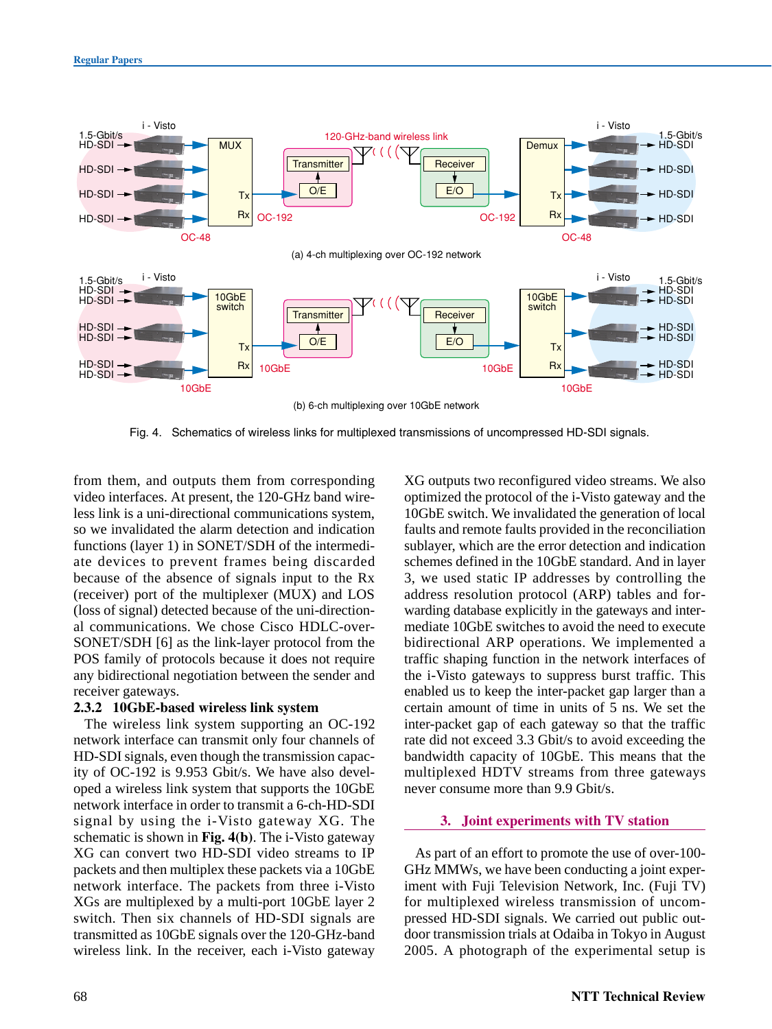Fig. 4. Schematics of wireless links for multiplexed transmissions of uncompressed HD-SDI signals.

from them, and outputs them from corresponding video interfaces. At present, the 120-GHz band wireless link is a uni-directional communications system, so we invalidated the alarm detection and indication functions (layer 1) in SONET/SDH of the intermediate devices to prevent frames being discarded because of the absence of signals input to the Rx (receiver) port of the multiplexer (MUX) and LOS (loss of signal) detected because of the uni-directional communications. We chose Cisco HDLC-over-SONET/SDH [6] as the link-layer protocol from the POS family of protocols because it does not require any bidirectional negotiation between the sender and receiver gateways.

#### 2.3.2 10GbE-based wireless link system

The wireless link system supporting an OC-192 network interface can transmit only four channels of HD-SDI signals, even though the transmission capacity of OC-192 is 9.953 Gbit/s. We have also developed a wireless link system that supports the 10GbE network interface in order to transmit a 6-ch-HD-SDI signal by using the i-Visto gateway XG. The schematic is shown in **Fig. 4(b)**. The i-Visto gateway XG can convert two HD-SDI video streams to IP packets and then multiplex these packets via a 10GbE network interface. The packets from three i-Visto XGs are multiplexed by a multi-port 10GbE layer 2 switch. Then six channels of HD-SDI signals are transmitted as 10GbE signals over the 120-GHz-band wireless link. In the receiver, each i-Visto gateway XG outputs two reconfigured video streams. We also optimized the protocol of the i-Visto gateway and the 10GbE switch. We invalidated the generation of local faults and remote faults provided in the reconciliation sublayer, which are the error detection and indication schemes defined in the 10GbE standard. And in layer 3, we used static IP addresses by controlling the address resolution protocol (ARP) tables and forwarding database explicitly in the gateways and intermediate 10GbE switches to avoid the need to execute bidirectional ARP operations. We implemented a traffic shaping function in the network interfaces of the i-Visto gateways to suppress burst traffic. This enabled us to keep the inter-packet gap larger than a certain amount of time in units of 5 ns. We set the inter-packet gap of each gateway so that the traffic rate did not exceed 3.3 Gbit/s to avoid exceeding the bandwidth capacity of 10GbE. This means that the multiplexed HDTV streams from three gateways never consume more than 9.9 Gbit/s.

## 3. Joint experiments with TV station

As part of an effort to promote the use of over-100-GHz MMWs, we have been conducting a joint experiment with Fuji Television Network, Inc. (Fuji TV) for multiplexed wireless transmission of uncompressed HD-SDI signals. We carried out public outdoor transmission trials at Odaiba in Tokyo in August 2005. A photograph of the experimental setup is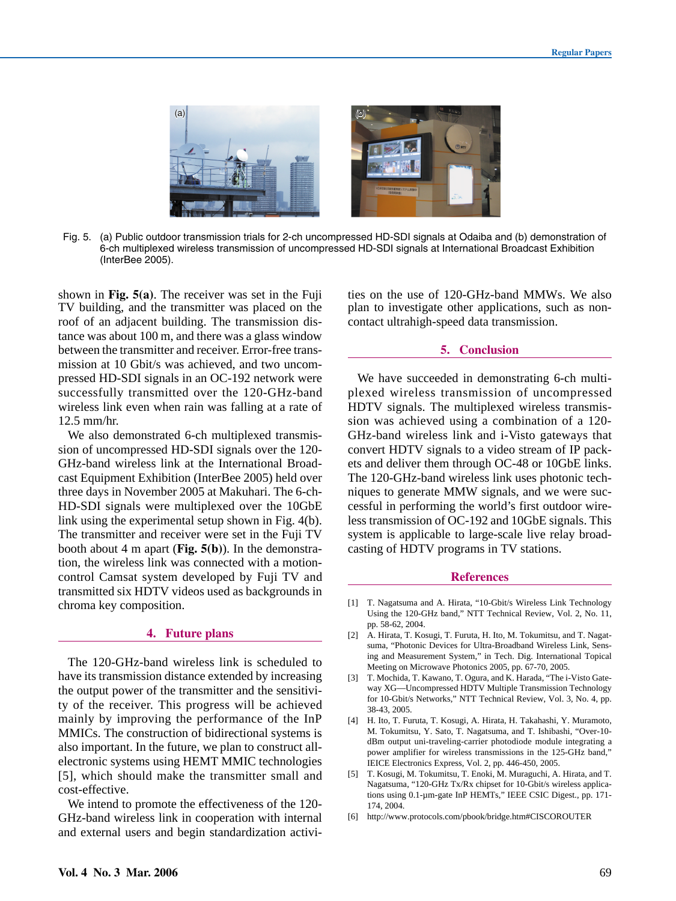Fig. 5. (a) Public outdoor transmission trials for 2-ch uncompressed HD-SDI signals at Odaiba and (b) demonstration of 6-ch multiplexed wireless transmission of uncompressed HD-SDI signals at International Broadcast Exhibition (InterBee 2005).

shown in **Fig. 5(a)**. The receiver was set in the Fuji TV building, and the transmitter was placed on the roof of an adjacent building. The transmission distance was about 100 m, and there was a glass window between the transmitter and receiver. Error-free transmission at 10 Gbit/s was achieved, and two uncompressed HD-SDI signals in an OC-192 network were successfully transmitted over the 120-GHz-band wireless link even when rain was falling at a rate of 12.5 mm/hr.

We also demonstrated 6-ch multiplexed transmission of uncompressed HD-SDI signals over the 120-GHz-band wireless link at the International Broadcast Equipment Exhibition (InterBee 2005) held over three days in November 2005 at Makuhari. The 6-ch-HD-SDI signals were multiplexed over the 10GbE link using the experimental setup shown in Fig. 4(b). The transmitter and receiver were set in the Fuji TV booth about 4 m apart (**Fig. 5(b)**). In the demonstration, the wireless link was connected with a motion-control Camsat system developed by Fuji TV and transmitted six HDTV videos used as backgrounds in chroma key composition.

## 4. Future plans

The 120-GHz-band wireless link is scheduled to have its transmission distance extended by increasing the output power of the transmitter and the sensitivity of the receiver. This progress will be achieved mainly by improving the performance of the InP MMICs. The construction of bidirectional systems is also important. In the future, we plan to construct all-electronic systems using HEMT MMIC technologies [5], which should make the transmitter small and cost-effective.

We intend to promote the effectiveness of the 120-GHz-band wireless link in cooperation with internal and external users and begin standardization activities on the use of 120-GHz-band MMWs. We also plan to investigate other applications, such as non-contact ultrahigh-speed data transmission.

## 5. Conclusion

We have succeeded in demonstrating 6-ch multiplexed wireless transmission of uncompressed HDTV signals. The multiplexed wireless transmission was achieved using a combination of a 120-GHz-band wireless link and i-Visto gateways that convert HDTV signals to a video stream of IP packets and deliver them through OC-48 or 10GbE links. The 120-GHz-band wireless link uses photonic techniques to generate MMW signals, and we were successful in performing the world's first outdoor wireless transmission of OC-192 and 10GbE signals. This system is applicable to large-scale live relay broadcasting of HDTV programs in TV stations.

## References

[1] T. Nagatsuma and A. Hirata, "10-Gbit/s Wireless Link Technology Using the 120-GHz band," NTT Technical Review, Vol. 2, No. 11, pp. 58-62, 2004.

[2] A. Hirata, T. Kosugi, T. Furuta, H. Ito, M. Tokumitsu, and T. Nagatsuma, "Photonic Devices for Ultra-Broadband Wireless Link, Sensing and Measurement System," in Tech. Dig. International Topical Meeting on Microwave Photonics 2005, pp. 67-70, 2005.

[3] T. Mochida, T. Kawano, T. Ogura, and K. Harada, "The i-Visto Gateway XG—Uncompressed HDTV Multiple Transmission Technology for 10-Gbit/s Networks," NTT Technical Review, Vol. 3, No. 4, pp. 38-43, 2005.

[4] H. Ito, T. Furuta, T. Kosugi, A. Hirata, H. Takahashi, Y. Muramoto, M. Tokumitsu, Y. Sato, T. Nagatsuma, and T. Ishibashi, "Over-10-dBm output uni-traveling-carrier photodiode module integrating a power amplifier for wireless transmissions in the 125-GHz band," IEICE Electronics Express, Vol. 2, pp. 446-450, 2005.

[5] T. Kosugi, M. Tokumitsu, T. Enoki, M. Muraguchi, A. Hirata, and T. Nagatsuma, "120-GHz Tx/Rx chipset for 10-Gbit/s wireless applications using 0.1-µm-gate InP HEMTs," IEEE CSIC Digest., pp. 171-174, 2004.

[6] http://www.protocols.com/pbook/bridge.htm#CISCOROUTER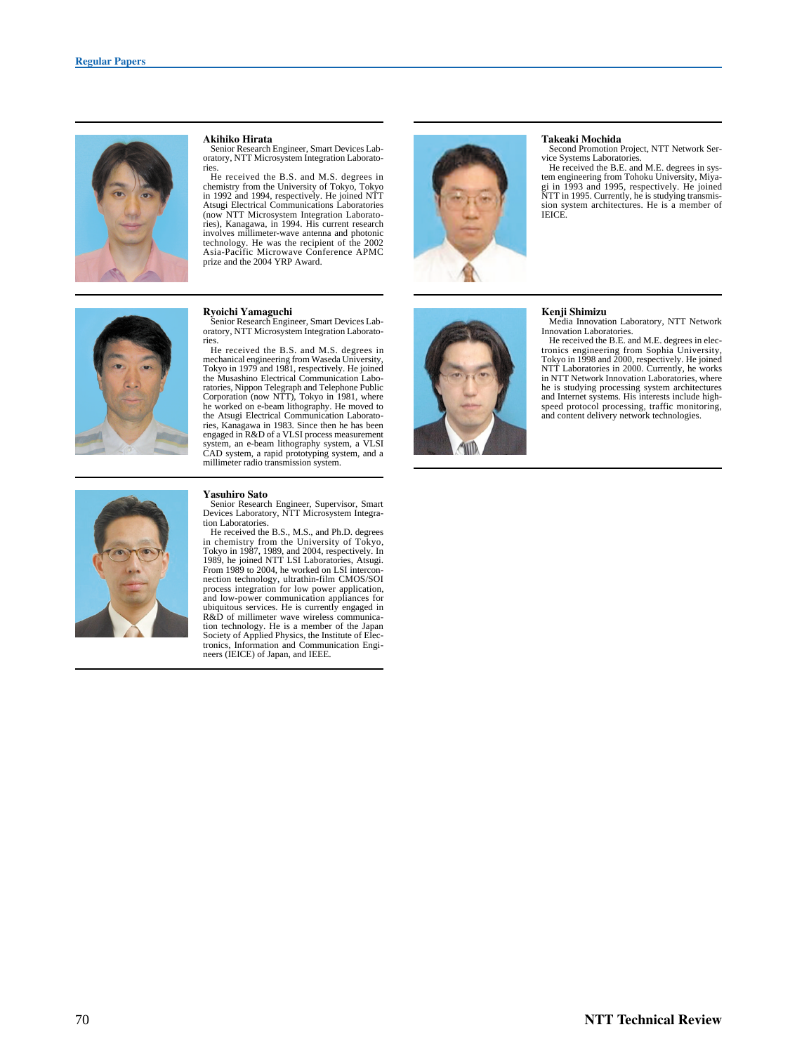**Akihiko Hirata**

Senior Research Engineer, Smart Devices Laboratory, NTT Microsystem Integration Laboratories.

He received the B.S. and M.S. degrees in chemistry from the University of Tokyo, Tokyo in 1992 and 1994, respectively. He joined NTT Atsugi Electrical Communications Laboratories (now NTT Microsystem Integration Laboratories), Kanagawa, in 1994. His current research involves millimeter-wave antenna and photonic technology. He was the recipient of the 2002 Asia-Pacific Microwave Conference APMC prize and the 2004 YRP Award.

**Ryoichi Yamaguchi**

Senior Research Engineer, Smart Devices Laboratory, NTT Microsystem Integration Laboratories.

He received the B.S. and M.S. degrees in mechanical engineering from Waseda University, Tokyo in 1979 and 1981, respectively. He joined the Musashino Electrical Communication Laboratories, Nippon Telegraph and Telephone Public Corporation (now NTT), Tokyo in 1981, where he worked on e-beam lithography. He moved to the Atsugi Electrical Communication Laboratories, Kanagawa in 1983. Since then he has been engaged in R&D of a VLSI process measurement system, an e-beam lithography system, a VLSI CAD system, a rapid prototyping system, and a millimeter radio transmission system.

**Yasuhiro Sato**

Senior Research Engineer, Supervisor, Smart Devices Laboratory, NTT Microsystem Integration Laboratories.

He received the B.S., M.S., and Ph.D. degrees in chemistry from the University of Tokyo, Tokyo in 1987, 1989, and 2004, respectively. In 1989, he joined NTT LSI Laboratories, Atsugi. From 1989 to 2004, he worked on LSI interconnection technology, ultrathin-film CMOS/SOI process integration for low power application, and low-power communication appliances for ubiquitous services. He is currently engaged in R&D of millimeter wave wireless communication technology. He is a member of the Japan Society of Applied Physics, the Institute of Electronics, Information and Communication Engineers (IEICE) of Japan, and IEEE.

**Takeaki Mochida**

Second Promotion Project, NTT Network Service Systems Laboratories.

He received the B.E. and M.E. degrees in system engineering from Tohoku University, Miyagi in 1993 and 1995, respectively. He joined NTT in 1995. Currently, he is studying transmission system architectures. He is a member of IEICE.

**Kenji Shimizu**

Media Innovation Laboratory, NTT Network Innovation Laboratories.

He received the B.E. and M.E. degrees in electronics engineering from Sophia University, Tokyo in 1998 and 2000, respectively. He joined NTT Laboratories in 2000. Currently, he works in NTT Network Innovation Laboratories, where he is studying processing system architectures and Internet systems. His interests include high-speed protocol processing, traffic monitoring, and content delivery network technologies.